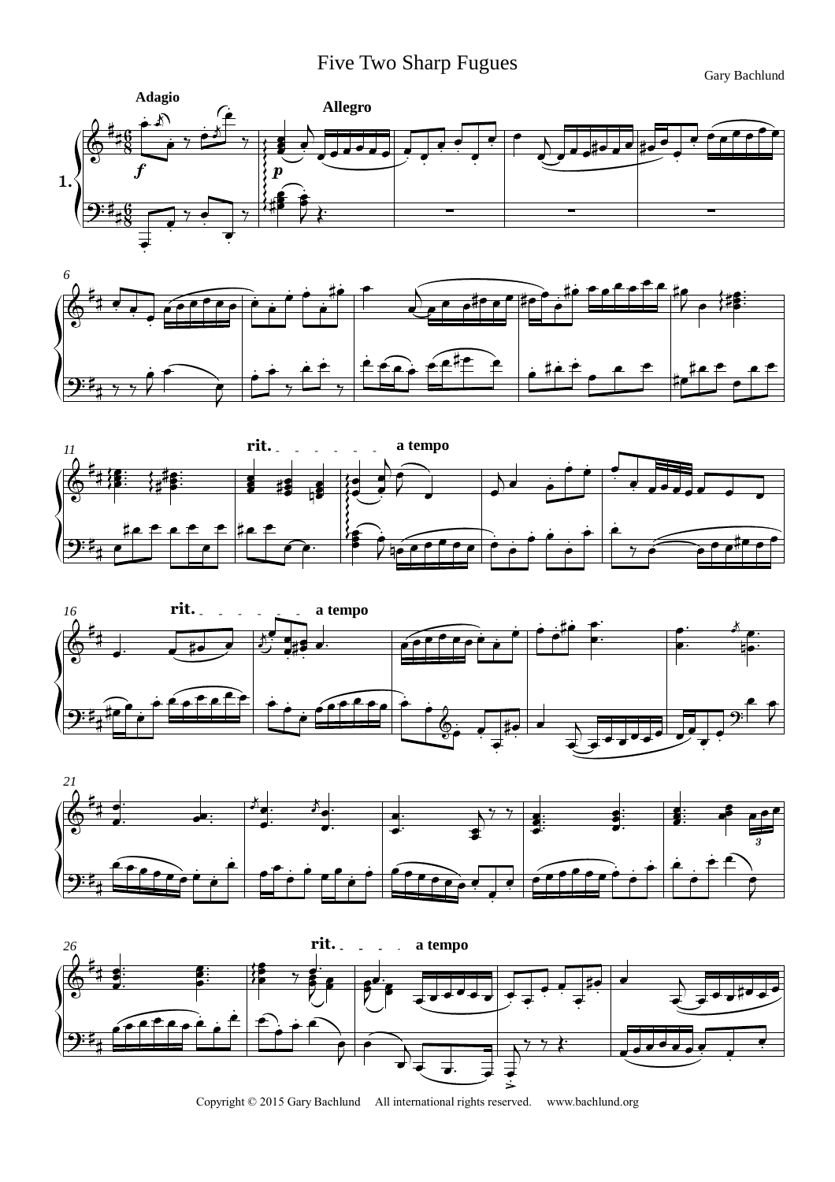# Five Two Sharp Fugues

Gary Bachlund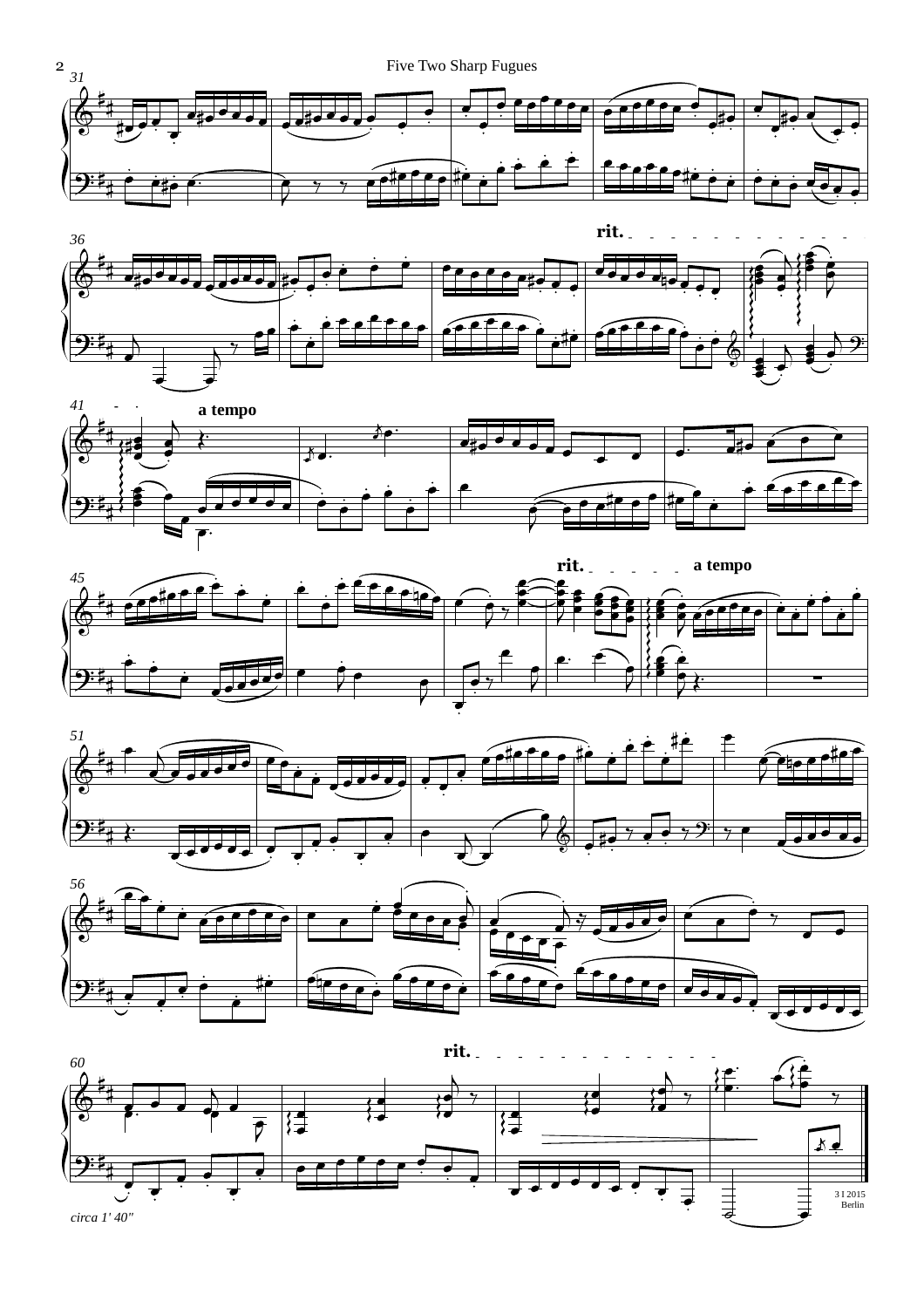circa 1' 40"

3 I 2015
Berlin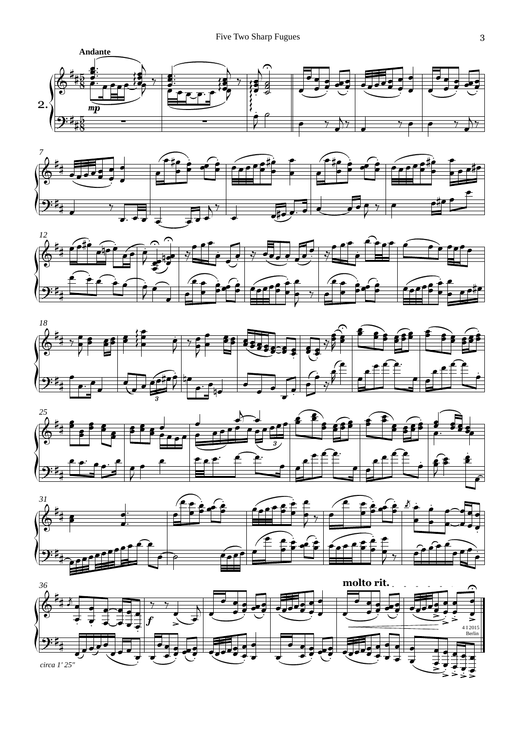**2.**

**Andante**

*mp*

*f*

**molto rit.**

4 I 2015
Berlin

*circa 1' 25"*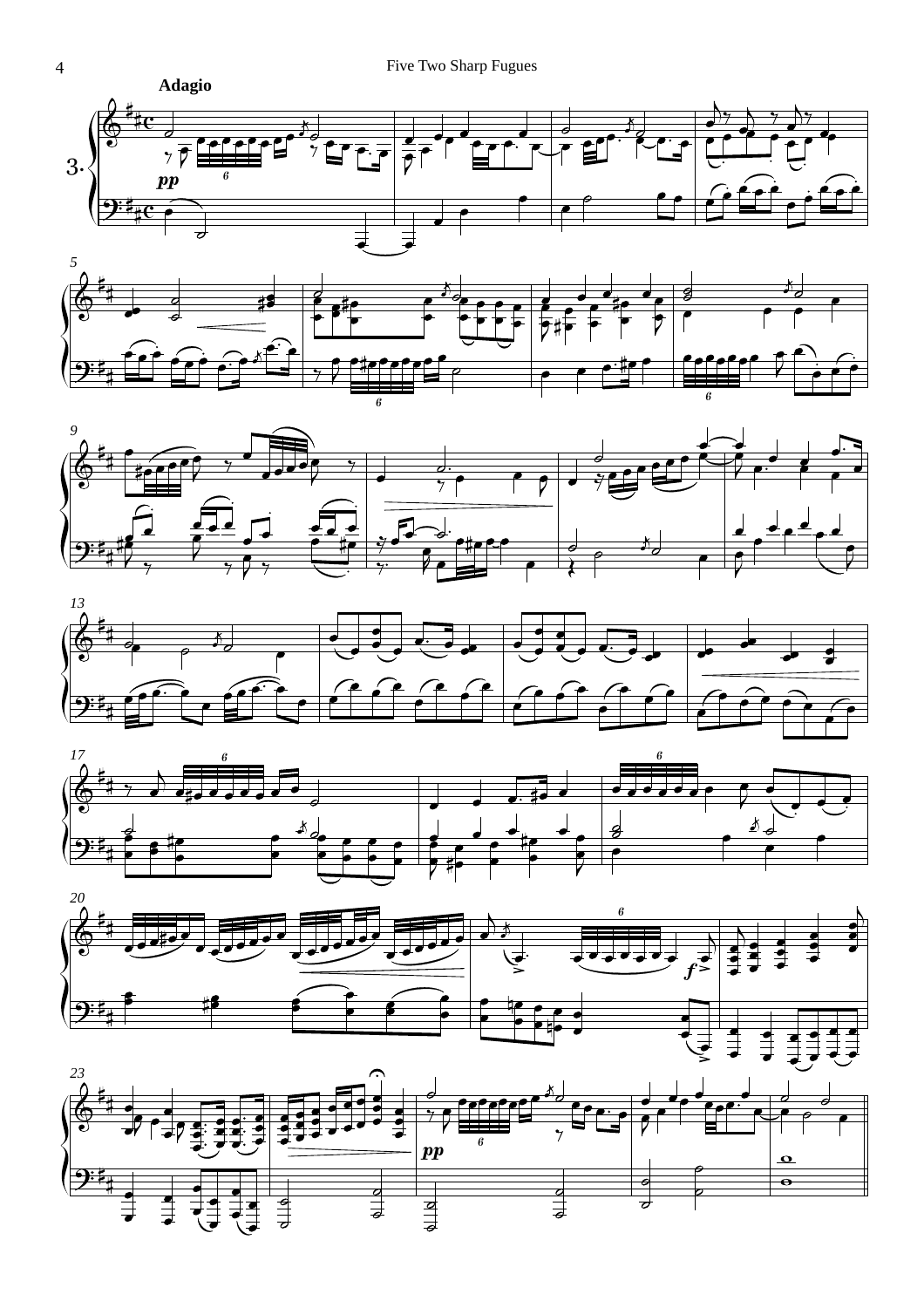Adagio

3.

*pp*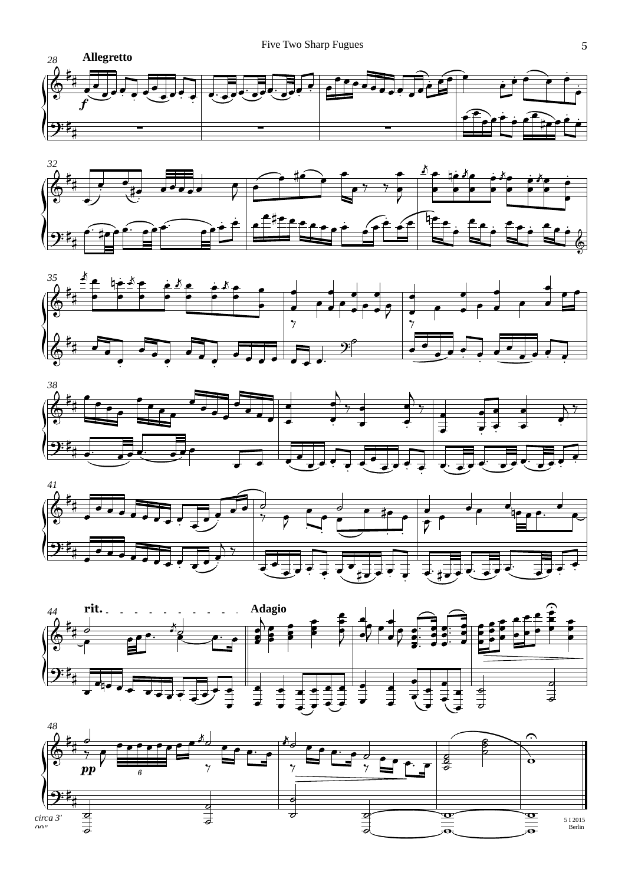**Allegretto**

**rit.**

**Adagio**

*circa 3' 00"*

5 I 2015
Berlin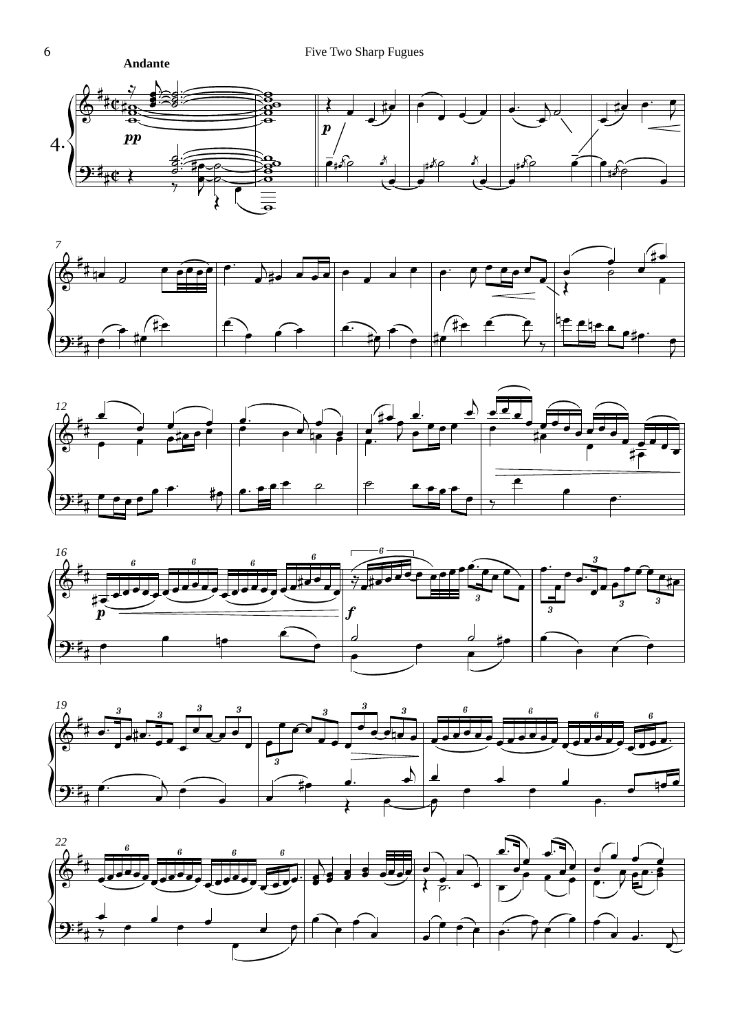Andante

4.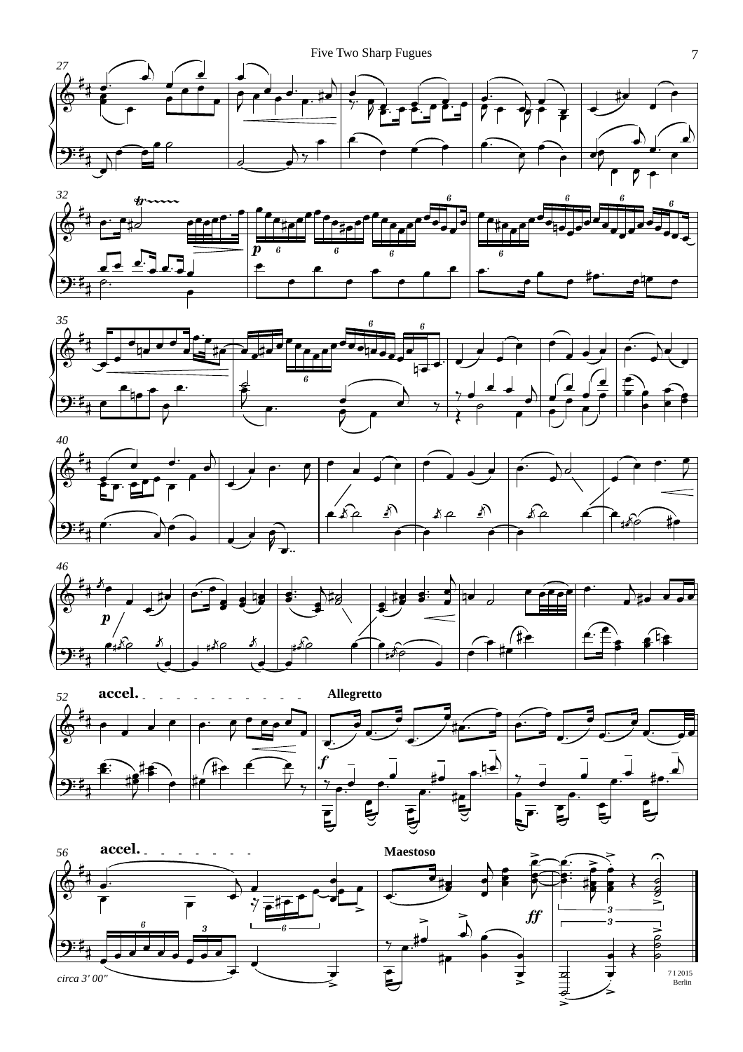circa 3' 00"

7 I 2015
Berlin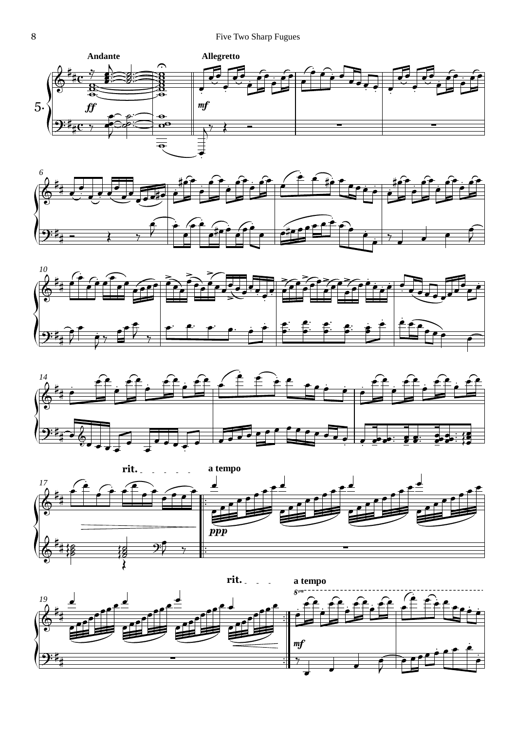5.

Andante

*ff*

Allegretto

*mf*

rit.

a tempo

*ppp*

rit.

a tempo

*mf*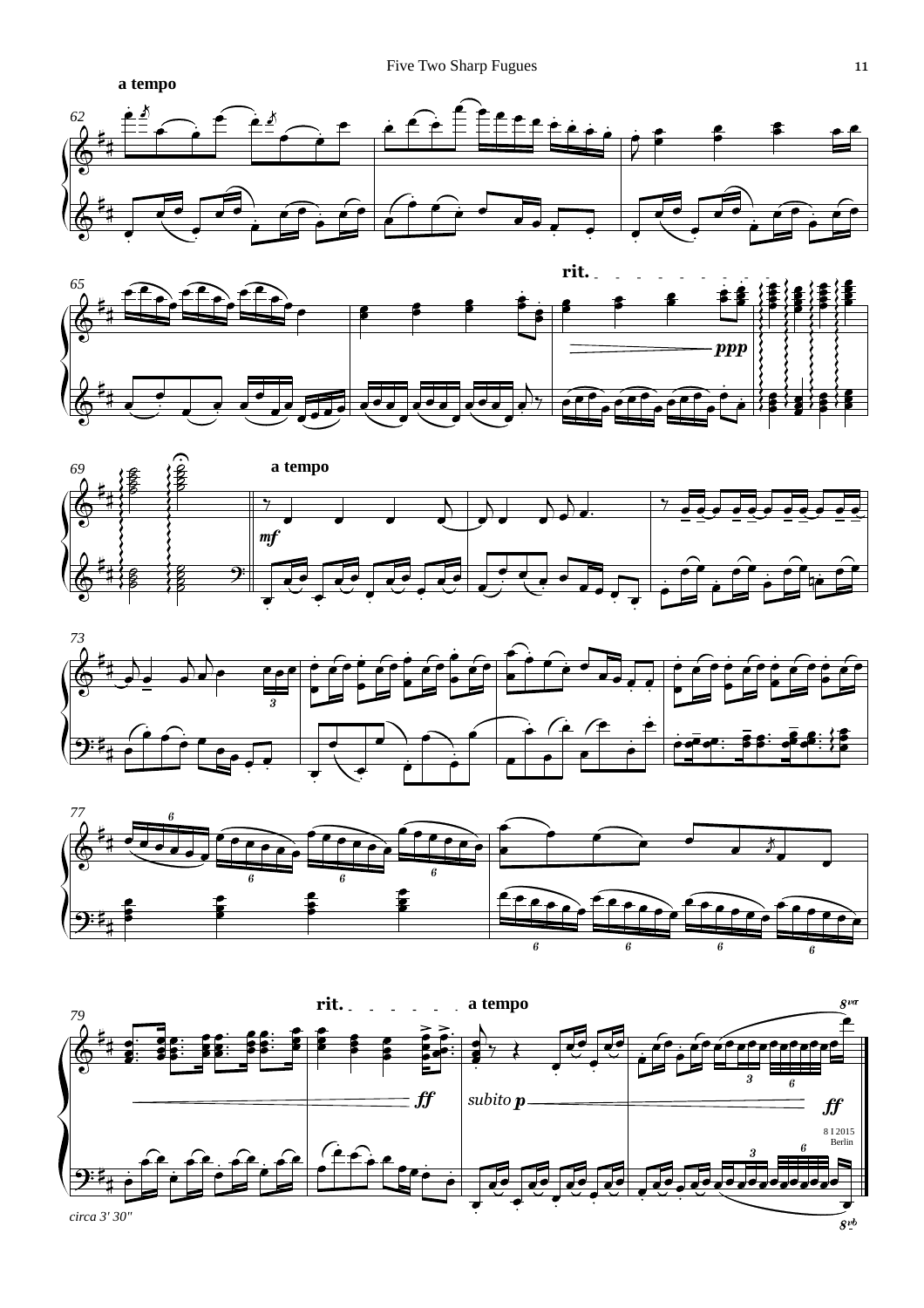a tempo

rit.

ppp

a tempo

*mf*

rit.

a tempo

*ff*

*subito p*

*ff*

8 I 2015
Berlin

*circa 3' 30"*